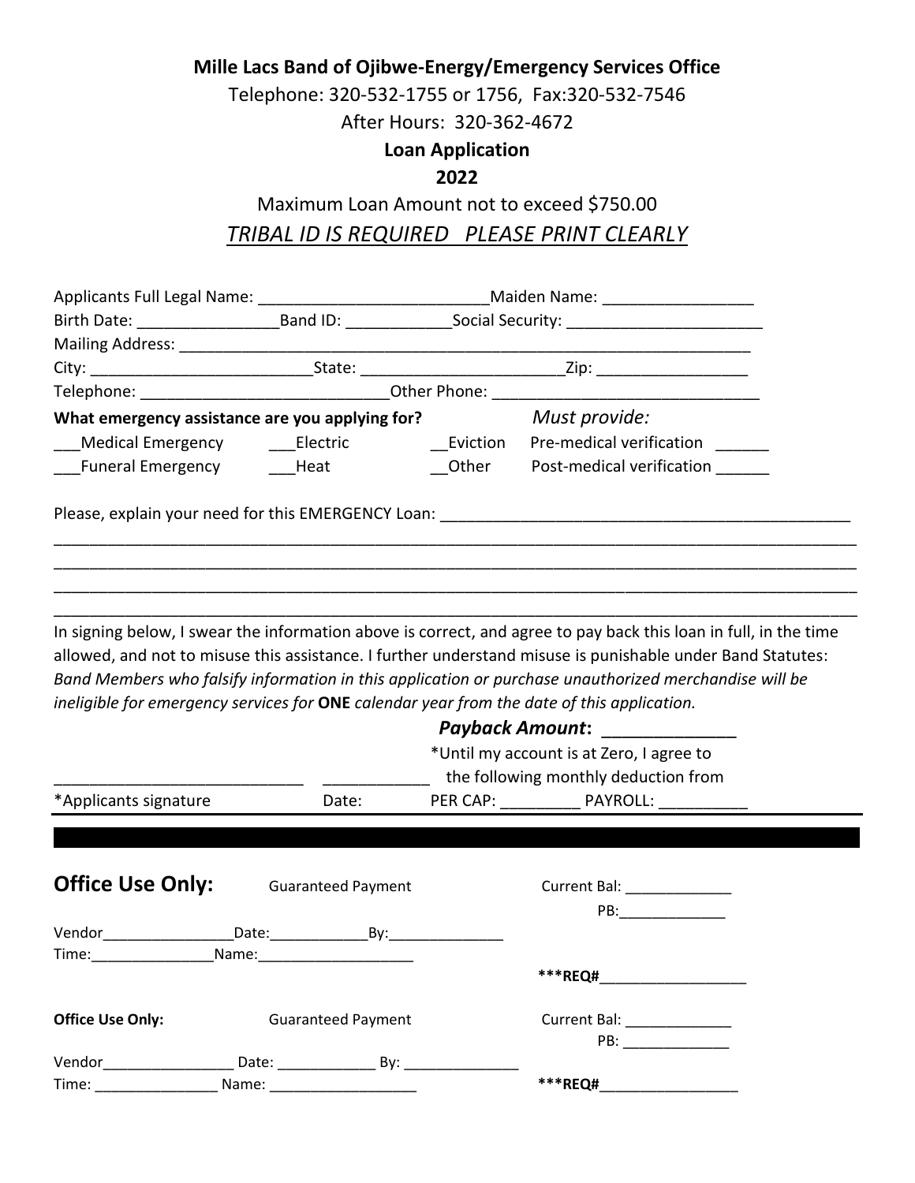**Mille Lacs Band of Ojibwe-Energy/Emergency Services Office**

Telephone: 320-532-1755 or 1756, Fax:320-532-7546

After Hours: 320-362-4672

**Loan Application**

**2022**

Maximum Loan Amount not to exceed $750.00

*TRIBAL ID IS REQUIRED PLEASE PRINT CLEARLY*

Applicants Full Legal Name: __________________________Maiden Name: _________________

Birth Date: ________________Band ID: ____________Social Security: _______________________

Mailing Address: _____________________________________________________________________

City: _________________________State: _______________________Zip: _________________

Telephone: ____________________________Other Phone: ______________________________

**What emergency assistance are you applying for?** *Must provide:*

___Medical Emergency ___Electric __Eviction Pre-medical verification ______

___Funeral Emergency ___Heat __Other Post-medical verification ______

Please, explain your need for this EMERGENCY Loan: _________________________________________________

_____________________________________________________________________________________________

_____________________________________________________________________________________________

_____________________________________________________________________________________________

_____________________________________________________________________________________________

In signing below, I swear the information above is correct, and agree to pay back this loan in full, in the time allowed, and not to misuse this assistance. I further understand misuse is punishable under Band Statutes: *Band Members who falsify information in this application or purchase unauthorized merchandise will be ineligible for emergency services for* **ONE** *calendar year from the date of this application.*

***Payback Amount*:** ______________

*Until my account is at Zero, I agree to the following monthly deduction from

____________________________ ____________

*Applicants signature Date: PER CAP: _________ PAYROLL: __________

---

**Office Use Only:** Guaranteed Payment Current Bal: _____________

PB:_____________

Vendor________________Date:____________By:______________

Time:_______________Name:___________________

***REQ#__________________

**Office Use Only:** Guaranteed Payment Current Bal: _____________

PB: _____________

Vendor________________ Date: ____________ By: ______________

Time: _______________ Name: __________________ ***REQ#_________________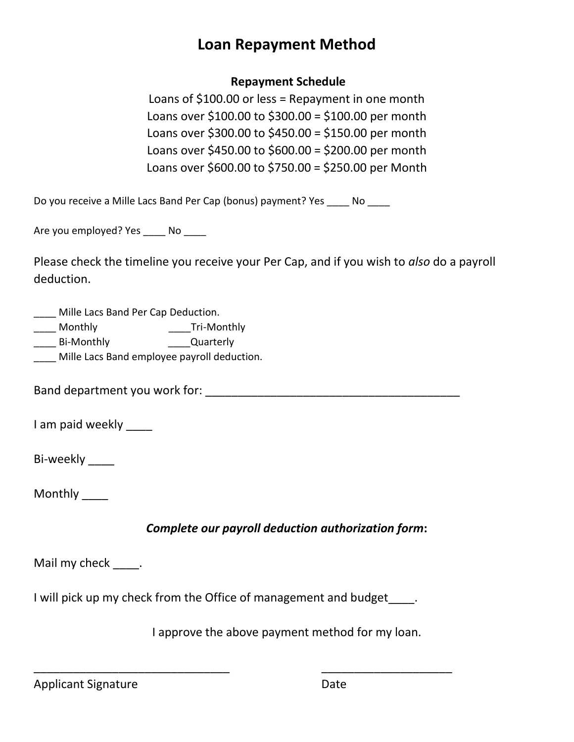# Loan Repayment Method

**Repayment Schedule**

Loans of $100.00 or less = Repayment in one month
Loans over $100.00 to $300.00 = $100.00 per month
Loans over $300.00 to $450.00 = $150.00 per month
Loans over $450.00 to $600.00 = $200.00 per month
Loans over $600.00 to $750.00 = $250.00 per Month

Do you receive a Mille Lacs Band Per Cap (bonus) payment? Yes ____ No ____

Are you employed? Yes ____ No ____

Please check the timeline you receive your Per Cap, and if you wish to *also* do a payroll deduction.

____ Mille Lacs Band Per Cap Deduction.
____ Monthly ____Tri-Monthly
____ Bi-Monthly ____Quarterly
____ Mille Lacs Band employee payroll deduction.

Band department you work for: ________________________________________

I am paid weekly ____

Bi-weekly ____

Monthly ____

***Complete our payroll deduction authorization form*:**

Mail my check ____.

I will pick up my check from the Office of management and budget____.

I approve the above payment method for my loan.

_______________________________ _____________________

Applicant Signature Date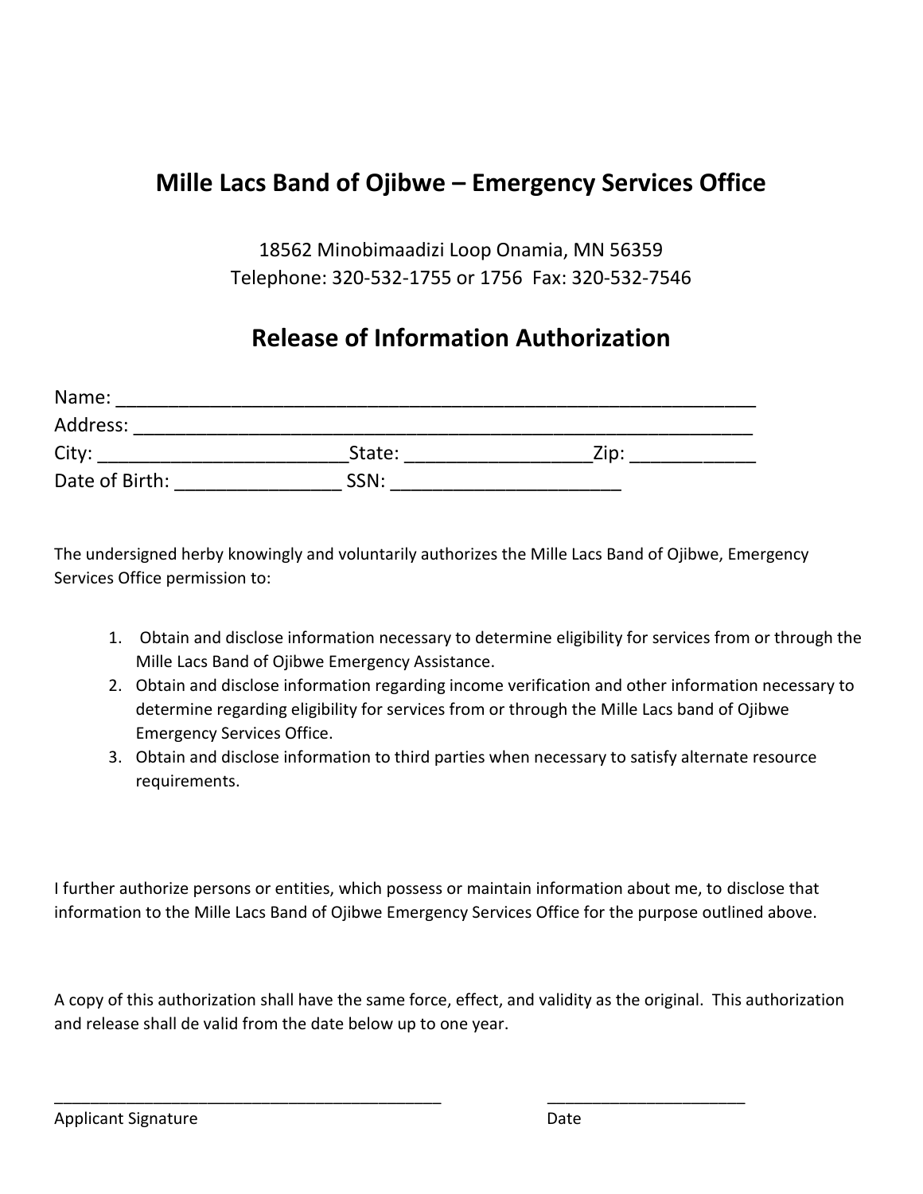# Mille Lacs Band of Ojibwe – Emergency Services Office

18562 Minobimaadizi Loop Onamia, MN 56359
Telephone: 320-532-1755 or 1756 Fax: 320-532-7546

## Release of Information Authorization

Name: ___________________________________________________________
Address: _________________________________________________________
City: ________________________State: __________________Zip: ____________
Date of Birth: ________________ SSN: ______________________

The undersigned herby knowingly and voluntarily authorizes the Mille Lacs Band of Ojibwe, Emergency Services Office permission to:

1. Obtain and disclose information necessary to determine eligibility for services from or through the Mille Lacs Band of Ojibwe Emergency Assistance.
2. Obtain and disclose information regarding income verification and other information necessary to determine regarding eligibility for services from or through the Mille Lacs band of Ojibwe Emergency Services Office.
3. Obtain and disclose information to third parties when necessary to satisfy alternate resource requirements.

I further authorize persons or entities, which possess or maintain information about me, to disclose that information to the Mille Lacs Band of Ojibwe Emergency Services Office for the purpose outlined above.

A copy of this authorization shall have the same force, effect, and validity as the original. This authorization and release shall de valid from the date below up to one year.

___________________________________________ ______________________
Applicant Signature Date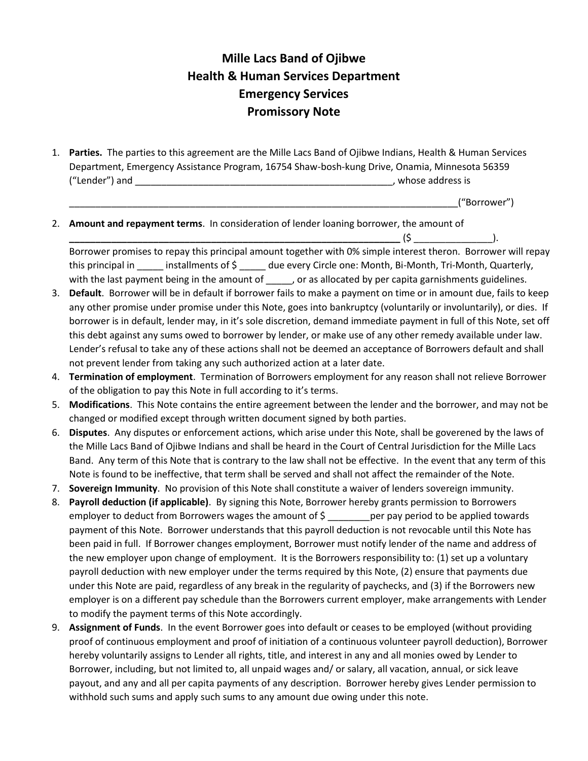# Mille Lacs Band of Ojibwe
# Health & Human Services Department
# Emergency Services
# Promissory Note

1. **Parties.** The parties to this agreement are the Mille Lacs Band of Ojibwe Indians, Health & Human Services Department, Emergency Assistance Program, 16754 Shaw-bosh-kung Drive, Onamia, Minnesota 56359 ("Lender") and __________________________________________________, whose address is ____________________________________________________________________________("Borrower")
2. **Amount and repayment terms**. In consideration of lender loaning borrower, the amount of _______________________________________________________________ ($ _______________). Borrower promises to repay this principal amount together with 0% simple interest theron. Borrower will repay this principal in _____ installments of $ _____ due every Circle one: Month, Bi-Month, Tri-Month, Quarterly, with the last payment being in the amount of _____, or as allocated by per capita garnishments guidelines.
3. **Default**. Borrower will be in default if borrower fails to make a payment on time or in amount due, fails to keep any other promise under promise under this Note, goes into bankruptcy (voluntarily or involuntarily), or dies. If borrower is in default, lender may, in it's sole discretion, demand immediate payment in full of this Note, set off this debt against any sums owed to borrower by lender, or make use of any other remedy available under law. Lender's refusal to take any of these actions shall not be deemed an acceptance of Borrowers default and shall not prevent lender from taking any such authorized action at a later date.
4. **Termination of employment**. Termination of Borrowers employment for any reason shall not relieve Borrower of the obligation to pay this Note in full according to it's terms.
5. **Modifications**. This Note contains the entire agreement between the lender and the borrower, and may not be changed or modified except through written document signed by both parties.
6. **Disputes**. Any disputes or enforcement actions, which arise under this Note, shall be goverened by the laws of the Mille Lacs Band of Ojibwe Indians and shall be heard in the Court of Central Jurisdiction for the Mille Lacs Band. Any term of this Note that is contrary to the law shall not be effective. In the event that any term of this Note is found to be ineffective, that term shall be served and shall not affect the remainder of the Note.
7. **Sovereign Immunity**. No provision of this Note shall constitute a waiver of lenders sovereign immunity.
8. **Payroll deduction (if applicable)**. By signing this Note, Borrower hereby grants permission to Borrowers employer to deduct from Borrowers wages the amount of $ ________per pay period to be applied towards payment of this Note. Borrower understands that this payroll deduction is not revocable until this Note has been paid in full. If Borrower changes employment, Borrower must notify lender of the name and address of the new employer upon change of employment. It is the Borrowers responsibility to: (1) set up a voluntary payroll deduction with new employer under the terms required by this Note, (2) ensure that payments due under this Note are paid, regardless of any break in the regularity of paychecks, and (3) if the Borrowers new employer is on a different pay schedule than the Borrowers current employer, make arrangements with Lender to modify the payment terms of this Note accordingly.
9. **Assignment of Funds**. In the event Borrower goes into default or ceases to be employed (without providing proof of continuous employment and proof of initiation of a continuous volunteer payroll deduction), Borrower hereby voluntarily assigns to Lender all rights, title, and interest in any and all monies owed by Lender to Borrower, including, but not limited to, all unpaid wages and/ or salary, all vacation, annual, or sick leave payout, and any and all per capita payments of any description. Borrower hereby gives Lender permission to withhold such sums and apply such sums to any amount due owing under this note.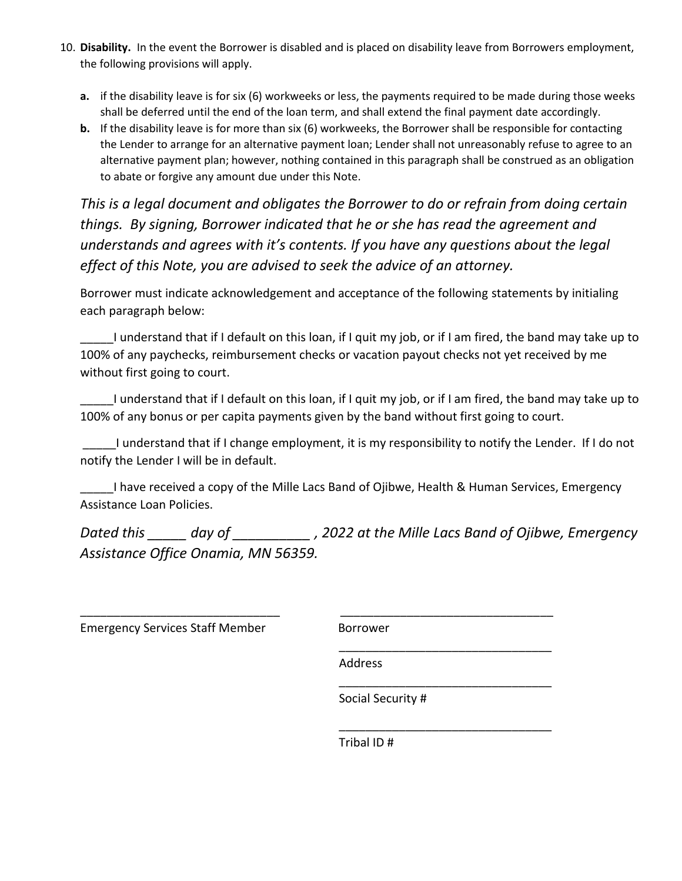10. **Disability.** In the event the Borrower is disabled and is placed on disability leave from Borrowers employment, the following provisions will apply.

    **a.** if the disability leave is for six (6) workweeks or less, the payments required to be made during those weeks shall be deferred until the end of the loan term, and shall extend the final payment date accordingly.

    **b.** If the disability leave is for more than six (6) workweeks, the Borrower shall be responsible for contacting the Lender to arrange for an alternative payment loan; Lender shall not unreasonably refuse to agree to an alternative payment plan; however, nothing contained in this paragraph shall be construed as an obligation to abate or forgive any amount due under this Note.

*This is a legal document and obligates the Borrower to do or refrain from doing certain things. By signing, Borrower indicated that he or she has read the agreement and understands and agrees with it's contents. If you have any questions about the legal effect of this Note, you are advised to seek the advice of an attorney.*

Borrower must indicate acknowledgement and acceptance of the following statements by initialing each paragraph below:

_____I understand that if I default on this loan, if I quit my job, or if I am fired, the band may take up to 100% of any paychecks, reimbursement checks or vacation payout checks not yet received by me without first going to court.

_____I understand that if I default on this loan, if I quit my job, or if I am fired, the band may take up to 100% of any bonus or per capita payments given by the band without first going to court.

_____I understand that if I change employment, it is my responsibility to notify the Lender. If I do not notify the Lender I will be in default.

_____I have received a copy of the Mille Lacs Band of Ojibwe, Health & Human Services, Emergency Assistance Loan Policies.

*Dated this _____ day of __________ , 2022 at the Mille Lacs Band of Ojibwe, Emergency Assistance Office Onamia, MN 56359.*

______________________________
Emergency Services Staff Member

________________________________
Borrower

________________________________
Address

________________________________
Social Security #

________________________________
Tribal ID #